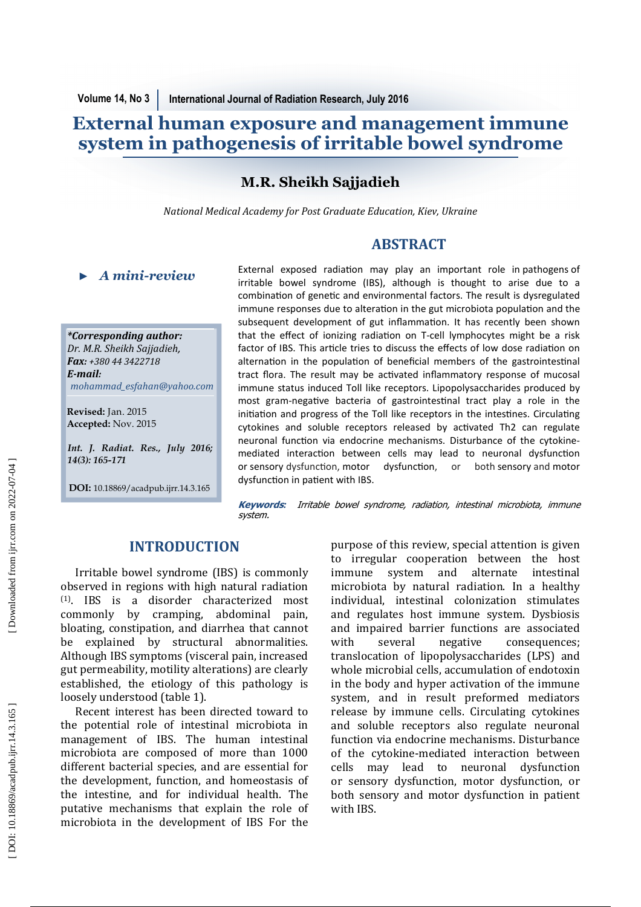# External human exposure and management immune system in pathogenesis of irritable bowel syndrome

## M.R. Sheikh Sajjadieh

*National Medical Academy for Post Graduate Education, Kiev, Ukraine*

► ***A mini-review***

***Corresponding author:**
*Dr. M.R. Sheikh Sajjadieh,*
***Fax:** +380 44 3422718*
***E-mail:***
*mohammad_esfahan@yahoo.com*

**Revised:** Jan. 2015
**Accepted:** Nov. 2015

***Int. J. Radiat. Res., July 2016; 14(3): 165-171***

**DOI:** 10.18869/acadpub.ijrr.14.3.165

## ABSTRACT

External exposed radiation may play an important role in pathogens of irritable bowel syndrome (IBS), although is thought to arise due to a combination of genetic and environmental factors. The result is dysregulated immune responses due to alteration in the gut microbiota population and the subsequent development of gut inflammation. It has recently been shown that the effect of ionizing radiation on T-cell lymphocytes might be a risk factor of IBS. This article tries to discuss the effects of low dose radiation on alternation in the population of beneficial members of the gastrointestinal tract flora. The result may be activated inflammatory response of mucosal immune status induced Toll like receptors. Lipopolysaccharides produced by most gram-negative bacteria of gastrointestinal tract play a role in the initiation and progress of the Toll like receptors in the intestines. Circulating cytokines and soluble receptors released by activated Th2 can regulate neuronal function via endocrine mechanisms. Disturbance of the cytokine-mediated interaction between cells may lead to neuronal dysfunction or sensory dysfunction, motor dysfunction, or both sensory and motor dysfunction in patient with IBS.

***Keywords:*** *Irritable bowel syndrome, radiation, intestinal microbiota, immune system.*

## INTRODUCTION

Irritable bowel syndrome (IBS) is commonly observed in regions with high natural radiation [(1)]. IBS is a disorder characterized most commonly by cramping, abdominal pain, bloating, constipation, and diarrhea that cannot be explained by structural abnormalities. Although IBS symptoms (visceral pain, increased gut permeability, motility alterations) are clearly established, the etiology of this pathology is loosely understood (table 1).

Recent interest has been directed toward to the potential role of intestinal microbiota in management of IBS. The human intestinal microbiota are composed of more than 1000 different bacterial species, and are essential for the development, function, and homeostasis of the intestine, and for individual health. The putative mechanisms that explain the role of microbiota in the development of IBS For the purpose of this review, special attention is given to irregular cooperation between the host immune system and alternate intestinal microbiota by natural radiation. In a healthy individual, intestinal colonization stimulates and regulates host immune system. Dysbiosis and impaired barrier functions are associated with several negative consequences; translocation of lipopolysaccharides (LPS) and whole microbial cells, accumulation of endotoxin in the body and hyper activation of the immune system, and in result preformed mediators release by immune cells. Circulating cytokines and soluble receptors also regulate neuronal function via endocrine mechanisms. Disturbance of the cytokine-mediated interaction between cells may lead to neuronal dysfunction or sensory dysfunction, motor dysfunction, or both sensory and motor dysfunction in patient with IBS.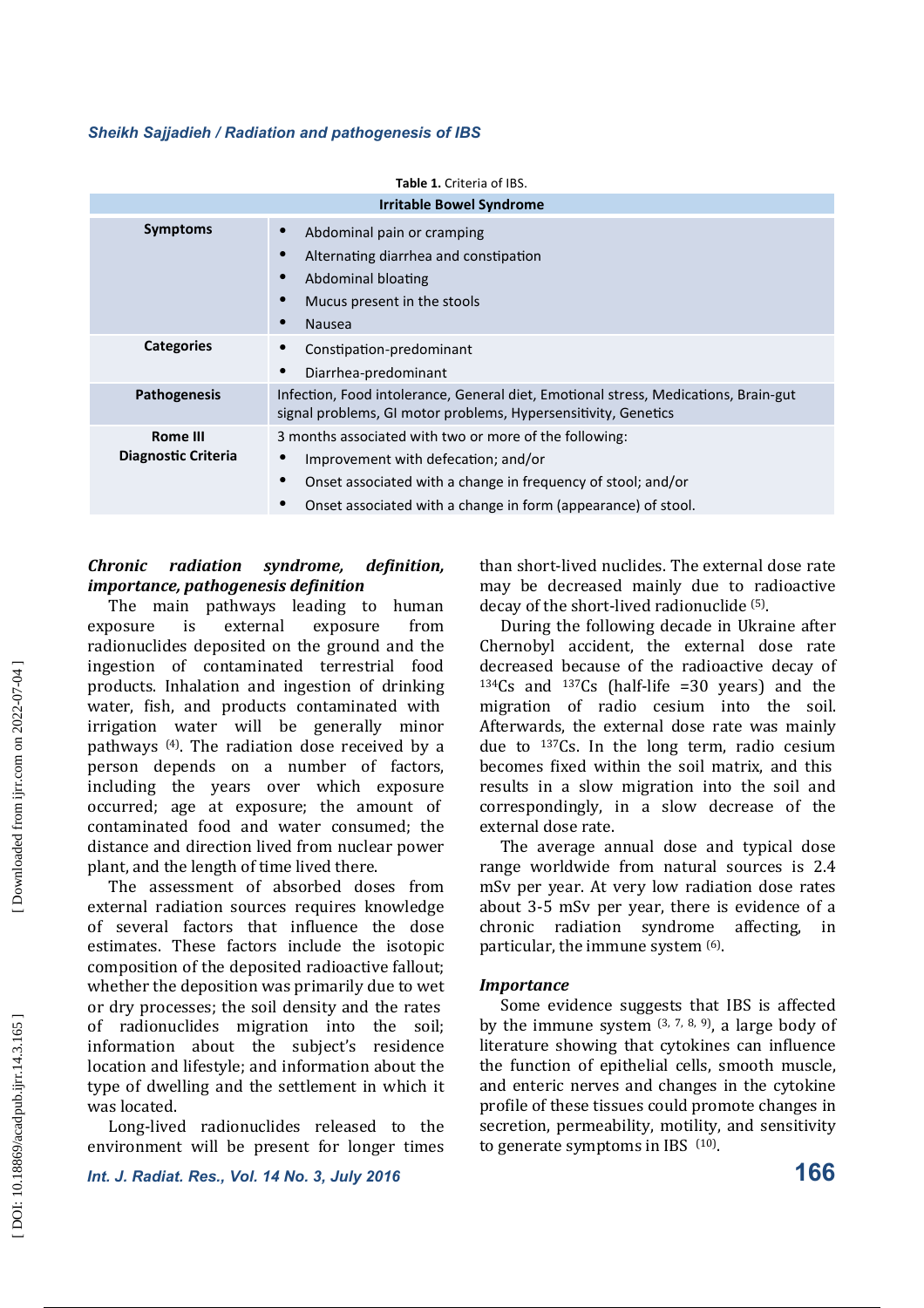**Table 1.** Criteria of IBS.

| Irritable Bowel Syndrome | |
|---|---|
| **Symptoms** | • Abdominal pain or cramping<br>• Alternating diarrhea and constipation<br>• Abdominal bloating<br>• Mucus present in the stools<br>• Nausea |
| **Categories** | • Constipation-predominant<br>• Diarrhea-predominant |
| **Pathogenesis** | Infection, Food intolerance, General diet, Emotional stress, Medications, Brain-gut signal problems, GI motor problems, Hypersensitivity, Genetics |
| **Rome III Diagnostic Criteria** | 3 months associated with two or more of the following:<br>• Improvement with defecation; and/or<br>• Onset associated with a change in frequency of stool; and/or<br>• Onset associated with a change in form (appearance) of stool. |

***Chronic radiation syndrome, definition, importance, pathogenesis definition***

The main pathways leading to human exposure is external exposure from radionuclides deposited on the ground and the ingestion of contaminated terrestrial food products. Inhalation and ingestion of drinking water, fish, and products contaminated with irrigation water will be generally minor pathways [4]. The radiation dose received by a person depends on a number of factors, including the years over which exposure occurred; age at exposure; the amount of contaminated food and water consumed; the distance and direction lived from nuclear power plant, and the length of time lived there.

The assessment of absorbed doses from external radiation sources requires knowledge of several factors that influence the dose estimates. These factors include the isotopic composition of the deposited radioactive fallout; whether the deposition was primarily due to wet or dry processes; the soil density and the rates of radionuclides migration into the soil; information about the subject's residence location and lifestyle; and information about the type of dwelling and the settlement in which it was located.

Long-lived radionuclides released to the environment will be present for longer times than short-lived nuclides. The external dose rate may be decreased mainly due to radioactive decay of the short-lived radionuclide [5].

During the following decade in Ukraine after Chernobyl accident, the external dose rate decreased because of the radioactive decay of $^{134}$Cs and $^{137}$Cs (half-life =30 years) and the migration of radio cesium into the soil. Afterwards, the external dose rate was mainly due to $^{137}$Cs. In the long term, radio cesium becomes fixed within the soil matrix, and this results in a slow migration into the soil and correspondingly, in a slow decrease of the external dose rate.

The average annual dose and typical dose range worldwide from natural sources is 2.4 mSv per year. At very low radiation dose rates about 3-5 mSv per year, there is evidence of a chronic radiation syndrome affecting, in particular, the immune system [6].

***Importance***

Some evidence suggests that IBS is affected by the immune system [3, 7, 8, 9], a large body of literature showing that cytokines can influence the function of epithelial cells, smooth muscle, and enteric nerves and changes in the cytokine profile of these tissues could promote changes in secretion, permeability, motility, and sensitivity to generate symptoms in IBS [10].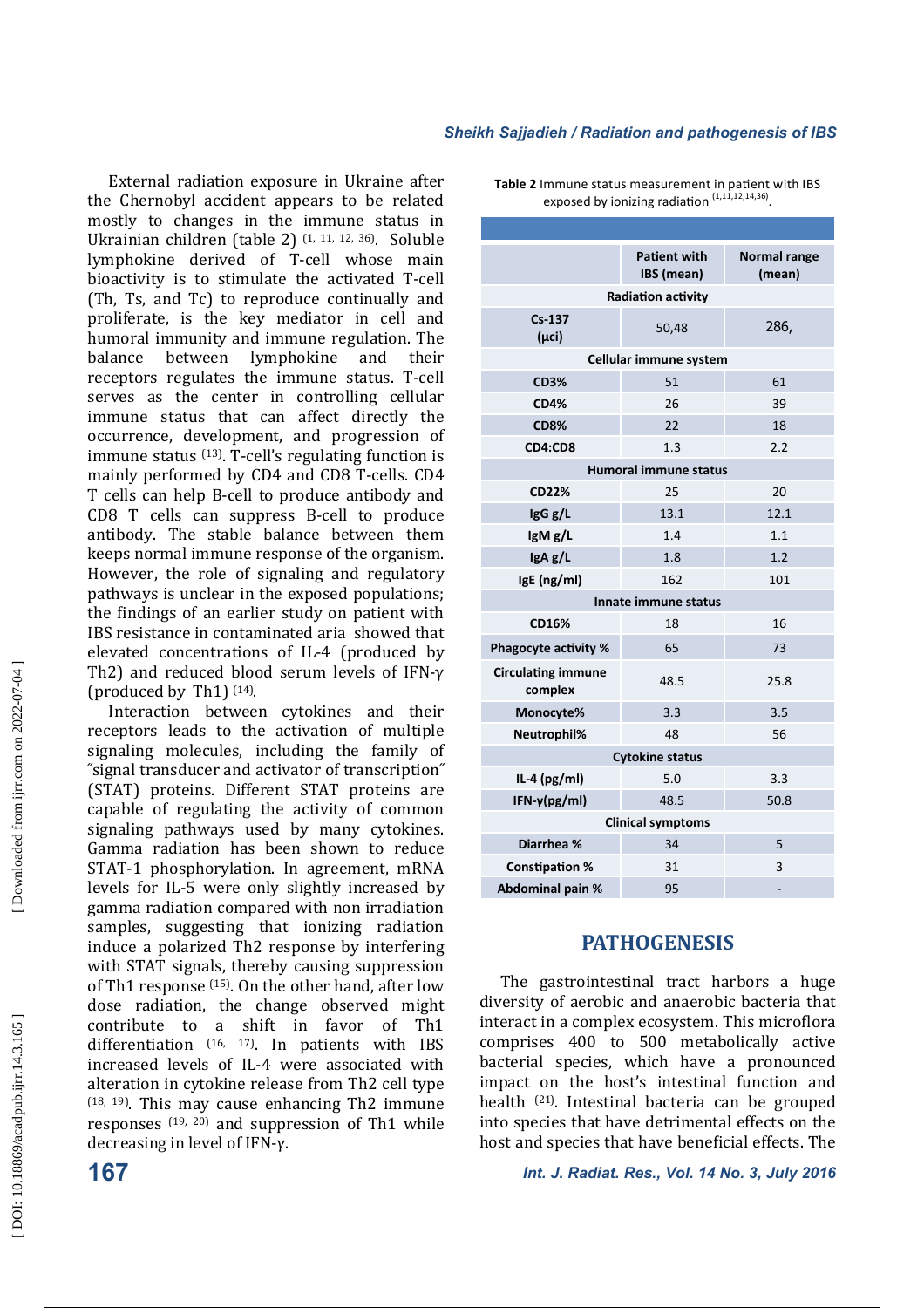External radiation exposure in Ukraine after the Chernobyl accident appears to be related mostly to changes in the immune status in Ukrainian children (table 2) [1, 11, 12, 36]. Soluble lymphokine derived of T-cell whose main bioactivity is to stimulate the activated T-cell (Th, Ts, and Tc) to reproduce continually and proliferate, is the key mediator in cell and humoral immunity and immune regulation. The balance between lymphokine and their receptors regulates the immune status. T-cell serves as the center in controlling cellular immune status that can affect directly the occurrence, development, and progression of immune status [13]. T-cell's regulating function is mainly performed by CD4 and CD8 T-cells. CD4 T cells can help B-cell to produce antibody and CD8 T cells can suppress B-cell to produce antibody. The stable balance between them keeps normal immune response of the organism. However, the role of signaling and regulatory pathways is unclear in the exposed populations; the findings of an earlier study on patient with IBS resistance in contaminated aria showed that elevated concentrations of IL-4 (produced by Th2) and reduced blood serum levels of IFN-γ (produced by Th1) [14].

Interaction between cytokines and their receptors leads to the activation of multiple signaling molecules, including the family of ˝signal transducer and activator of transcription˝ (STAT) proteins. Different STAT proteins are capable of regulating the activity of common signaling pathways used by many cytokines. Gamma radiation has been shown to reduce STAT-1 phosphorylation. In agreement, mRNA levels for IL-5 were only slightly increased by gamma radiation compared with non irradiation samples, suggesting that ionizing radiation induce a polarized Th2 response by interfering with STAT signals, thereby causing suppression of Th1 response [15]. On the other hand, after low dose radiation, the change observed might contribute to a shift in favor of Th1 differentiation [16, 17]. In patients with IBS increased levels of IL-4 were associated with alteration in cytokine release from Th2 cell type [18, 19]. This may cause enhancing Th2 immune responses [19, 20] and suppression of Th1 while decreasing in level of IFN-γ.

**Table 2** Immune status measurement in patient with IBS exposed by ionizing radiation [1,11,12,14,36].

| | Patient with IBS (mean) | Normal range (mean) |
|---|---|---|
| **Radiation activity** | | |
| **Cs-137 (µci)** | 50,48 | 286, |
| **Cellular immune system** | | |
| **CD3%** | 51 | 61 |
| **CD4%** | 26 | 39 |
| **CD8%** | 22 | 18 |
| **CD4:CD8** | 1.3 | 2.2 |
| **Humoral immune status** | | |
| **CD22%** | 25 | 20 |
| **IgG g/L** | 13.1 | 12.1 |
| **IgM g/L** | 1.4 | 1.1 |
| **IgA g/L** | 1.8 | 1.2 |
| **IgE (ng/ml)** | 162 | 101 |
| **Innate immune status** | | |
| **CD16%** | 18 | 16 |
| **Phagocyte activity %** | 65 | 73 |
| **Circulating immune complex** | 48.5 | 25.8 |
| **Monocyte%** | 3.3 | 3.5 |
| **Neutrophil%** | 48 | 56 |
| **Cytokine status** | | |
| **IL-4 (pg/ml)** | 5.0 | 3.3 |
| **IFN-γ(pg/ml)** | 48.5 | 50.8 |
| **Clinical symptoms** | | |
| **Diarrhea %** | 34 | 5 |
| **Constipation %** | 31 | 3 |
| **Abdominal pain %** | 95 | - |

## PATHOGENESIS

The gastrointestinal tract harbors a huge diversity of aerobic and anaerobic bacteria that interact in a complex ecosystem. This microflora comprises 400 to 500 metabolically active bacterial species, which have a pronounced impact on the host's intestinal function and health [21]. Intestinal bacteria can be grouped into species that have detrimental effects on the host and species that have beneficial effects. The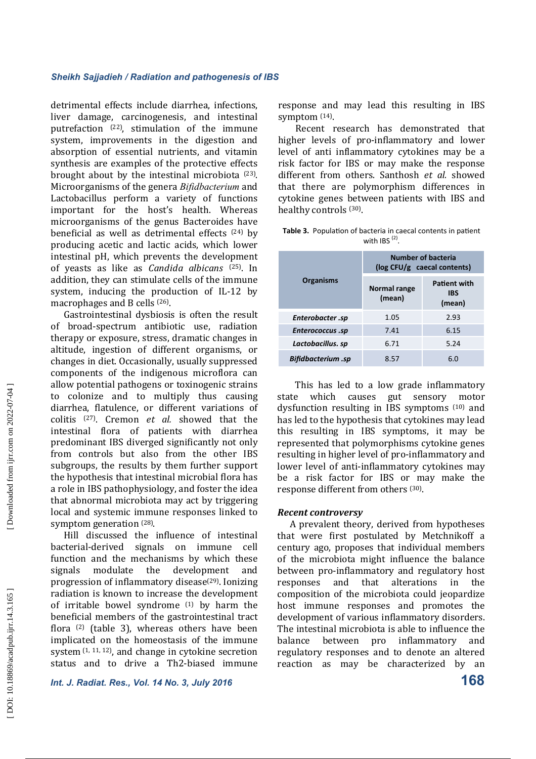detrimental effects include diarrhea, infections, liver damage, carcinogenesis, and intestinal putrefaction [22], stimulation of the immune system, improvements in the digestion and absorption of essential nutrients, and vitamin synthesis are examples of the protective effects brought about by the intestinal microbiota [23]. Microorganisms of the genera *Bifidbacterium* and Lactobacillus perform a variety of functions important for the host's health. Whereas microorganisms of the genus Bacteroides have beneficial as well as detrimental effects [24] by producing acetic and lactic acids, which lower intestinal pH, which prevents the development of yeasts as like as *Candida albicans* [25]. In addition, they can stimulate cells of the immune system, inducing the production of IL-12 by macrophages and B cells [26].

Gastrointestinal dysbiosis is often the result of broad-spectrum antibiotic use, radiation therapy or exposure, stress, dramatic changes in altitude, ingestion of different organisms, or changes in diet. Occasionally, usually suppressed components of the indigenous microflora can allow potential pathogens or toxinogenic strains to colonize and to multiply thus causing diarrhea, flatulence, or different variations of colitis [27]. Cremon *et al.* showed that the intestinal flora of patients with diarrhea predominant IBS diverged significantly not only from controls but also from the other IBS subgroups, the results by them further support the hypothesis that intestinal microbial flora has a role in IBS pathophysiology, and foster the idea that abnormal microbiota may act by triggering local and systemic immune responses linked to symptom generation [28].

Hill discussed the influence of intestinal bacterial-derived signals on immune cell function and the mechanisms by which these signals modulate the development and progression of inflammatory disease[29]. Ionizing radiation is known to increase the development of irritable bowel syndrome [1] by harm the beneficial members of the gastrointestinal tract flora [2] (table 3), whereas others have been implicated on the homeostasis of the immune system [1, 11, 12], and change in cytokine secretion status and to drive a Th2-biased immune response and may lead this resulting in IBS symptom [14].

Recent research has demonstrated that higher levels of pro-inflammatory and lower level of anti inflammatory cytokines may be a risk factor for IBS or may make the response different from others. Santhosh *et al.* showed that there are polymorphism differences in cytokine genes between patients with IBS and healthy controls [30].

**Table 3.** Population of bacteria in caecal contents in patient with IBS [2].

| Organisms | Number of bacteria (log CFU/g caecal contents) | |
|---|---|---|
| | Normal range (mean) | Patient with IBS (mean) |
| *Enterobacter .sp* | 1.05 | 2.93 |
| *Enterococcus .sp* | 7.41 | 6.15 |
| *Lactobacillus. sp* | 6.71 | 5.24 |
| *Bifidbacterium .sp* | 8.57 | 6.0 |

This has led to a low grade inflammatory state which causes gut sensory motor dysfunction resulting in IBS symptoms [10] and has led to the hypothesis that cytokines may lead this resulting in IBS symptoms, it may be represented that polymorphisms cytokine genes resulting in higher level of pro-inflammatory and lower level of anti-inflammatory cytokines may be a risk factor for IBS or may make the response different from others [30].

### *Recent controversy*

A prevalent theory, derived from hypotheses that were first postulated by Metchnikoff a century ago, proposes that individual members of the microbiota might influence the balance between pro-inflammatory and regulatory host responses and that alterations in the composition of the microbiota could jeopardize host immune responses and promotes the development of various inflammatory disorders. The intestinal microbiota is able to influence the balance between pro inflammatory and regulatory responses and to denote an altered reaction as may be characterized by an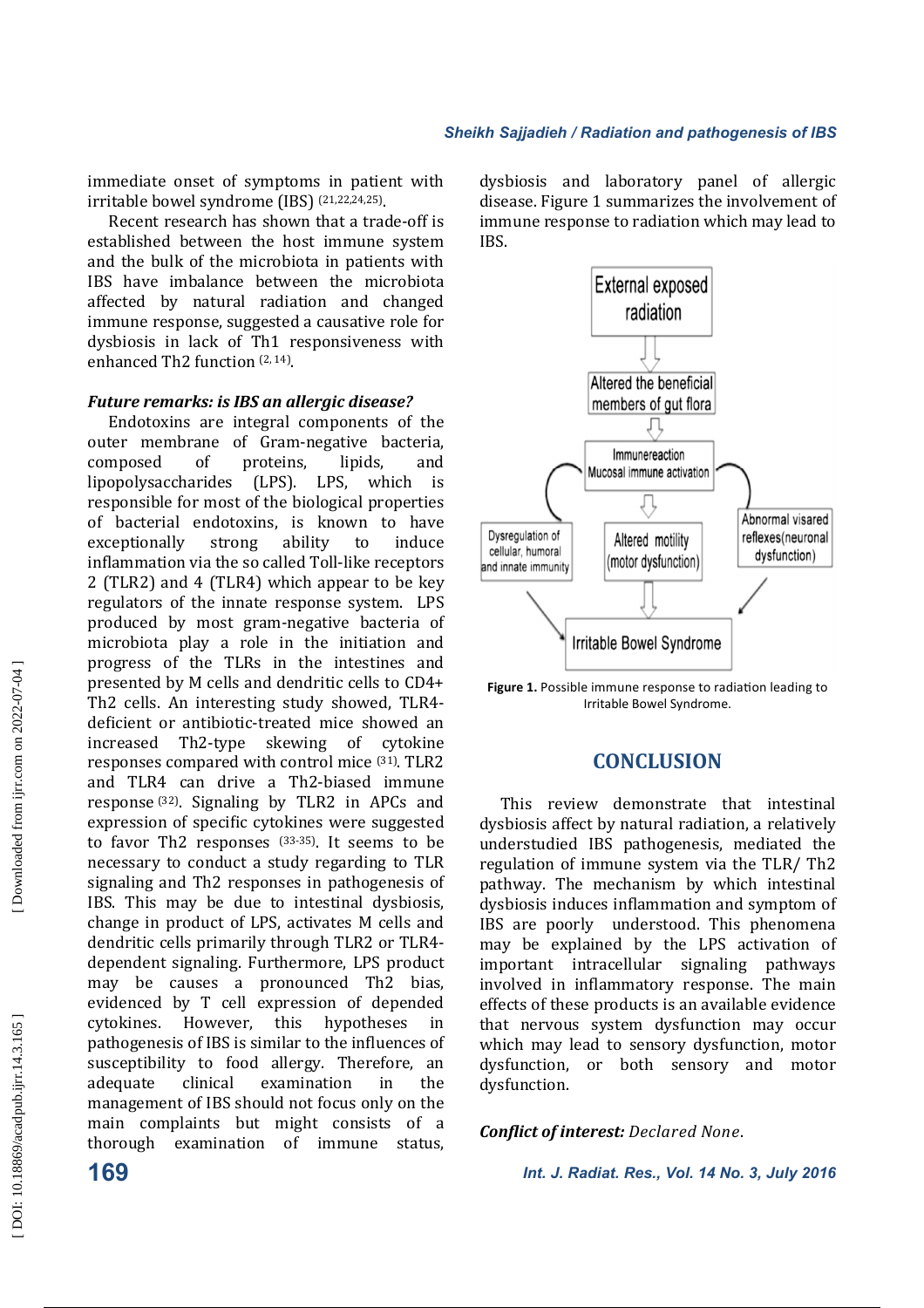immediate onset of symptoms in patient with irritable bowel syndrome (IBS) [21,22,24,25].

Recent research has shown that a trade-off is established between the host immune system and the bulk of the microbiota in patients with IBS have imbalance between the microbiota affected by natural radiation and changed immune response, suggested a causative role for dysbiosis in lack of Th1 responsiveness with enhanced Th2 function [2, 14].

***Future remarks: is IBS an allergic disease?***

Endotoxins are integral components of the outer membrane of Gram-negative bacteria, composed of proteins, lipids, and lipopolysaccharides (LPS). LPS, which is responsible for most of the biological properties of bacterial endotoxins, is known to have exceptionally strong ability to induce inflammation via the so called Toll-like receptors 2 (TLR2) and 4 (TLR4) which appear to be key regulators of the innate response system. LPS produced by most gram-negative bacteria of microbiota play a role in the initiation and progress of the TLRs in the intestines and presented by M cells and dendritic cells to CD4+ Th2 cells. An interesting study showed, TLR4-deficient or antibiotic-treated mice showed an increased Th2-type skewing of cytokine responses compared with control mice [31]. TLR2 and TLR4 can drive a Th2-biased immune response [32]. Signaling by TLR2 in APCs and expression of specific cytokines were suggested to favor Th2 responses [33-35]. It seems to be necessary to conduct a study regarding to TLR signaling and Th2 responses in pathogenesis of IBS. This may be due to intestinal dysbiosis, change in product of LPS, activates M cells and dendritic cells primarily through TLR2 or TLR4-dependent signaling. Furthermore, LPS product may be causes a pronounced Th2 bias, evidenced by T cell expression of depended cytokines. However, this hypotheses in pathogenesis of IBS is similar to the influences of susceptibility to food allergy. Therefore, an adequate clinical examination in the management of IBS should not focus only on the main complaints but might consists of a thorough examination of immune status, dysbiosis and laboratory panel of allergic disease. Figure 1 summarizes the involvement of immune response to radiation which may lead to IBS.

External exposed radiation → Altered the beneficial members of gut flora → Immunereaction Mucosal immune activation → Dysregulation of cellular, humoral and innate immunity / Altered motility (motor dysfunction) / Abnormal visared reflexes(neuronal dysfunction) → Irritable Bowel Syndrome

**Figure 1.** Possible immune response to radiation leading to Irritable Bowel Syndrome.

## CONCLUSION

This review demonstrate that intestinal dysbiosis affect by natural radiation, a relatively understudied IBS pathogenesis, mediated the regulation of immune system via the TLR/ Th2 pathway. The mechanism by which intestinal dysbiosis induces inflammation and symptom of IBS are poorly understood. This phenomena may be explained by the LPS activation of important intracellular signaling pathways involved in inflammatory response. The main effects of these products is an available evidence that nervous system dysfunction may occur which may lead to sensory dysfunction, motor dysfunction, or both sensory and motor dysfunction.

***Conflict of interest:*** *Declared None*.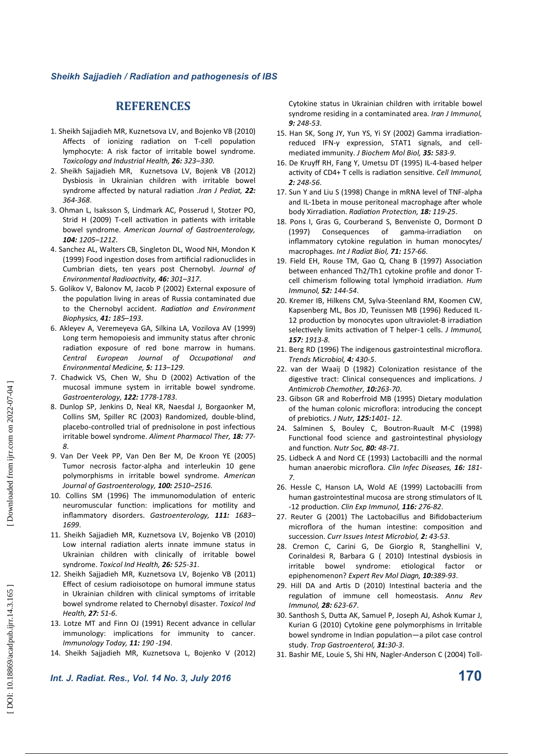## REFERENCES

1. Sheikh Sajjadieh MR, Kuznetsova LV, and Bojenko VB (2010) Affects of ionizing radiation on T-cell population lymphocyte: A risk factor of irritable bowel syndrome. *Toxicology and Industrial Health, **26:** 323–330*.
2. Sheikh Sajjadieh MR, Kuznetsova LV, Bojenk VB (2012) Dysbiosis in Ukrainian children with irritable bowel syndrome affected by natural radiation *.Iran J Pediat, **22:** 364-368*.
3. Ohman L, Isaksson S, Lindmark AC, Posserud I, Stotzer PO, Strid H (2009) T-cell activation in patients with irritable bowel syndrome. *American Journal of Gastroenterology, **104:** 1205–1212*.
4. Sanchez AL, Walters CB, Singleton DL, Wood NH, Mondon K (1999) Food ingestion doses from artificial radionuclides in Cumbrian diets, ten years post Chernobyl. *Journal of Environmental Radioactivity, **46:** 301–317*.
5. Golikov V, Balonov M, Jacob P (2002) External exposure of the population living in areas of Russia contaminated due to the Chernobyl accident. *Radiation and Environment Biophysics, **41:** 185–193*.
6. Akleyev A, Veremeyeva GA, Silkina LA, Vozilova AV (1999) Long term hemopoiesis and immunity status after chronic radiation exposure of red bone marrow in humans. *Central European Journal of Occupational and Environmental Medicine, **5:** 113–129*.
7. Chadwick VS, Chen W, Shu D (2002) Activation of the mucosal immune system in irritable bowel syndrome. *Gastroenterology, **122:** 1778-1783*.
8. Dunlop SP, Jenkins D, Neal KR, Naesdal J, Borgaonker M, Collins SM, Spiller RC (2003) Randomized, double-blind, placebo-controlled trial of prednisolone in post infectious irritable bowel syndrome. *Aliment Pharmacol Ther, **18:** 77-8*.
9. Van Der Veek PP, Van Den Ber M, De Kroon YE (2005) Tumor necrosis factor-alpha and interleukin 10 gene polymorphisms in irritable bowel syndrome. *American Journal of Gastroenterology, **100:** 2510–2516*.
10. Collins SM (1996) The immunomodulation of enteric neuromuscular function: implications for motility and inflammatory disorders. *Gastroenterology, **111:** 1683–1699*.
11. Sheikh Sajjadieh MR, Kuznetsova LV, Bojenko VB (2010) Low internal radiation alerts innate immune status in Ukrainian children with clinically of irritable bowel syndrome. *Toxicol Ind Health, **26:** 525-31*.
12. Sheikh Sajjadieh MR, Kuznetsova LV, Bojenko VB (2011) Effect of cesium radioisotope on humoral immune status in Ukrainian children with clinical symptoms of irritable bowel syndrome related to Chernobyl disaster. *Toxicol Ind Health, **27:** 51-6*.
13. Lotze MT and Finn OJ (1991) Recent advance in cellular immunology: implications for immunity to cancer. *Immunology Today, **11:** 190 -194*.
14. Sheikh Sajjadieh MR, Kuznetsova L, Bojenko V (2012) Cytokine status in Ukrainian children with irritable bowel syndrome residing in a contaminated area. *Iran J Immunol, **9:** 248-53*.
15. Han SK, Song JY, Yun YS, Yi SY (2002) Gamma irradiation-reduced IFN-γ expression, STAT1 signals, and cell-mediated immunity. *J Biochem Mol Biol, **35:** 583-9*.
16. De Kruyff RH, Fang Y, Umetsu DT (1995) IL-4-based helper activity of CD4+ T cells is radiation sensitive. *Cell Immunol, **2:** 248-56*.
17. Sun Y and Liu S (1998) Change in mRNA level of TNF-alpha and IL-1beta in mouse peritoneal macrophage after whole body Xirradiation. *Radiation Protection, **18:** 119-25*.
18. Pons I, Gras G, Courberand S, Benveniste O, Dormont D (1997) Consequences of gamma-irradiation on inflammatory cytokine regulation in human monocytes/ macrophages. *Int J Radiat Biol, **71:** 157-66*.
19. Field EH, Rouse TM, Gao Q, Chang B (1997) Association between enhanced Th2/Th1 cytokine profile and donor T-cell chimerism following total lymphoid irradiation. *Hum Immunol, **52:** 144-54*.
20. Kremer IB, Hilkens CM, Sylva-Steenland RM, Koomen CW, Kapsenberg ML, Bos JD, Teunissen MB (1996) Reduced IL-12 production by monocytes upon ultraviolet-B irradiation selectively limits activation of T helper-1 cells. *J Immunol, **157:** 1913-8*.
21. Berg RD (1996) The indigenous gastrointestinal microflora. *Trends Microbiol, **4:** 430-5*.
22. van der Waaij D (1982) Colonization resistance of the digestive tract: Clinical consequences and implications. *J Antimicrob Chemother, **10:**263-70*.
23. Gibson GR and Roberfroid MB (1995) Dietary modulation of the human colonic microflora: introducing the concept of prebiotics. *J Nutr, **125:**1401- 12*.
24. Salminen S, Bouley C, Boutron-Ruault M-C (1998) Functional food science and gastrointestinal physiology and function. *Nutr Soc, **80:** 48-71*.
25. Lidbeck A and Nord CE (1993) Lactobacilli and the normal human anaerobic microflora. *Clin Infec Diseases, **16:** 181-7*.
26. Hessle C, Hanson LA, Wold AE (1999) Lactobacilli from human gastrointestinal mucosa are strong stimulators of IL -12 production. *Clin Exp Immunol, **116:** 276-82*.
27. Reuter G (2001) The Lactobacillus and Bifidobacterium microflora of the human intestine: composition and succession. *Curr Issues Intest Microbiol, **2:** 43-53*.
28. Cremon C, Carini G, De Giorgio R, Stanghellini V, Corinaldesi R, Barbara G ( 2010) Intestinal dysbiosis in irritable bowel syndrome: etiological factor or epiphenomenon? *Expert Rev Mol Diagn, **10:**389-93*.
29. Hill DA and Artis D (2010) Intestinal bacteria and the regulation of immune cell homeostasis. *Annu Rev Immunol, **28:** 623-67*.
30. Santhosh S, Dutta AK, Samuel P, Joseph AJ, Ashok Kumar J, Kurian G (2010) Cytokine gene polymorphisms in Irritable bowel syndrome in Indian population—a pilot case control study. *Trop Gastroenterol, **31:**30-3*.
31. Bashir ME, Louie S, Shi HN, Nagler-Anderson C (2004) Toll-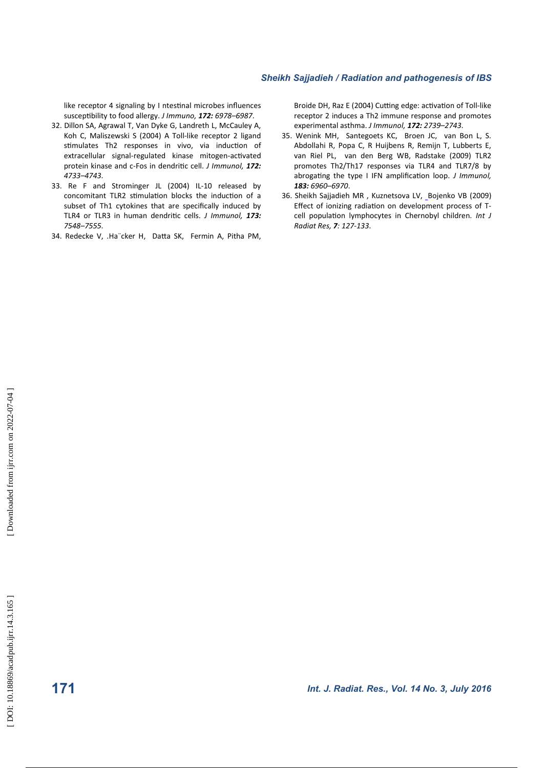like receptor 4 signaling by I ntestinal microbes influences susceptibility to food allergy. *J Immuno, **172:** 6978–6987*.

32. Dillon SA, Agrawal T, Van Dyke G, Landreth L, McCauley A, Koh C, Maliszewski S (2004) A Toll-like receptor 2 ligand stimulates Th2 responses in vivo, via induction of extracellular signal-regulated kinase mitogen-activated protein kinase and c-Fos in dendritic cell. *J Immunol, **172:** 4733–4743*.
33. Re F and Strominger JL (2004) IL-10 released by concomitant TLR2 stimulation blocks the induction of a subset of Th1 cytokines that are specifically induced by TLR4 or TLR3 in human dendritic cells. *J Immunol, **173:** 7548–7555*.
34. Redecke V, .Ha¨cker H, Datta SK, Fermin A, Pitha PM, Broide DH, Raz E (2004) Cutting edge: activation of Toll-like receptor 2 induces a Th2 immune response and promotes experimental asthma. *J Immunol, **172:** 2739–2743*.
35. Wenink MH, Santegoets KC, Broen JC, van Bon L, S. Abdollahi R, Popa C, R Huijbens R, Remijn T, Lubberts E, van Riel PL, van den Berg WB, Radstake (2009) TLR2 promotes Th2/Th17 responses via TLR4 and TLR7/8 by abrogating the type I IFN amplification loop. *J Immunol, **183:** 6960–6970*.
36. Sheikh Sajjadieh MR , Kuznetsova LV, Bojenko VB (2009) Effect of ionizing radiation on development process of T-cell population lymphocytes in Chernobyl children. *Int J Radiat Res, **7**: 127-133*.